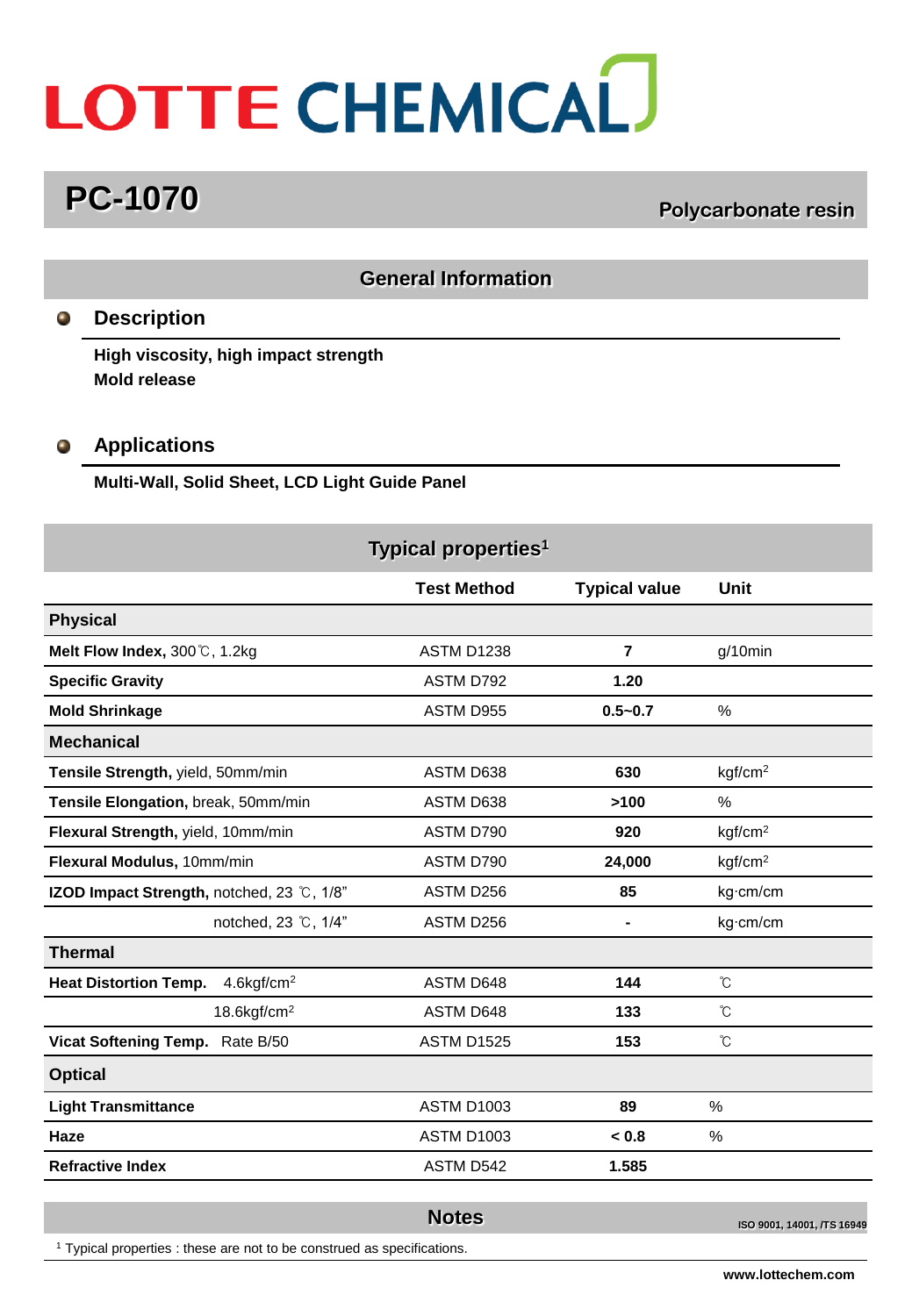# LOTTE CHEMICAL

## PC-1070

**Polycarbonate resin**

## General Information

### Description

**High viscosity, high impact strength**
**Mold release**

### Applications

**Multi-Wall, Solid Sheet, LCD Light Guide Panel**

## Typical properties[1]

| | Test Method | Typical value | Unit |
|---|---|---|---|
| **Physical** | | | |
| **Melt Flow Index,** 300℃, 1.2kg | ASTM D1238 | **7** | g/10min |
| **Specific Gravity** | ASTM D792 | **1.20** | |
| **Mold Shrinkage** | ASTM D955 | **0.5~0.7** | % |
| **Mechanical** | | | |
| **Tensile Strength,** yield, 50mm/min | ASTM D638 | **630** | $kgf/cm^2$ |
| **Tensile Elongation,** break, 50mm/min | ASTM D638 | **>100** | % |
| **Flexural Strength,** yield, 10mm/min | ASTM D790 | **920** | $kgf/cm^2$ |
| **Flexural Modulus,** 10mm/min | ASTM D790 | **24,000** | $kgf/cm^2$ |
| **IZOD Impact Strength,** notched, 23 ℃, 1/8" | ASTM D256 | **85** | kg·cm/cm |
| notched, 23 ℃, 1/4" | ASTM D256 | **-** | kg·cm/cm |
| **Thermal** | | | |
| **Heat Distortion Temp.** 4.6kgf/cm² | ASTM D648 | **144** | ℃ |
| 18.6kgf/cm² | ASTM D648 | **133** | ℃ |
| **Vicat Softening Temp.** Rate B/50 | ASTM D1525 | **153** | ℃ |
| **Optical** | | | |
| **Light Transmittance** | ASTM D1003 | **89** | % |
| **Haze** | ASTM D1003 | **< 0.8** | % |
| **Refractive Index** | ASTM D542 | **1.585** | |

## Notes

ISO 9001, 14001, /TS 16949

[1] Typical properties : these are not to be construed as specifications.

www.lottechem.com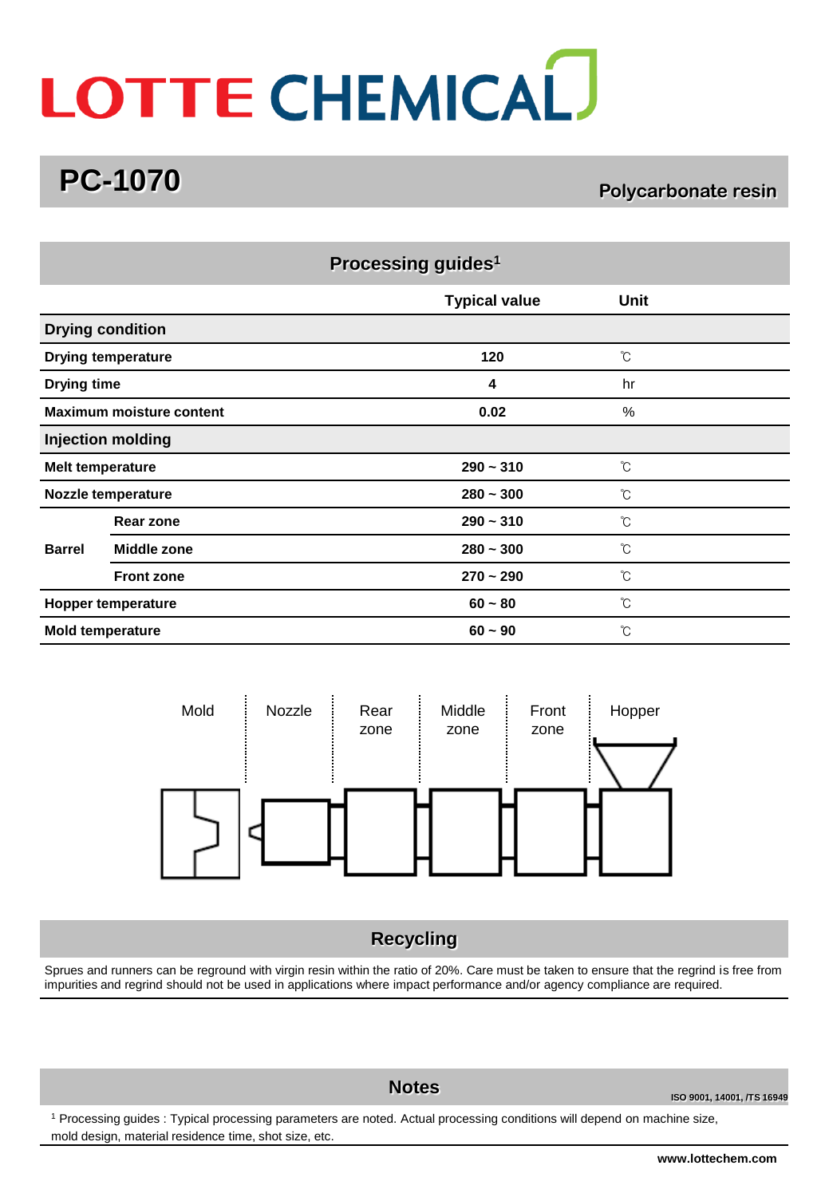# LOTTE CHEMICAL

## PC-1070

**Polycarbonate resin**

### Processing guides[1]

| | | Typical value | Unit |
|---|---|---|---|
| **Drying condition** | | | |
| **Drying temperature** | | 120 | ℃ |
| **Drying time** | | 4 | hr |
| **Maximum moisture content** | | 0.02 | % |
| **Injection molding** | | | |
| **Melt temperature** | | 290 ~ 310 | ℃ |
| **Nozzle temperature** | | 280 ~ 300 | ℃ |
| **Barrel** | **Rear zone** | 290 ~ 310 | ℃ |
| | **Middle zone** | 280 ~ 300 | ℃ |
| | **Front zone** | 270 ~ 290 | ℃ |
| **Hopper temperature** | | 60 ~ 80 | ℃ |
| **Mold temperature** | | 60 ~ 90 | ℃ |

Mold
Nozzle
Rear zone
Middle zone
Front zone
Hopper

### Recycling

Sprues and runners can be reground with virgin resin within the ratio of 20%. Care must be taken to ensure that the regrind is free from impurities and regrind should not be used in applications where impact performance and/or agency compliance are required.

### Notes

ISO 9001, 14001, /TS 16949

[1] Processing guides : Typical processing parameters are noted. Actual processing conditions will depend on machine size, mold design, material residence time, shot size, etc.

www.lottechem.com